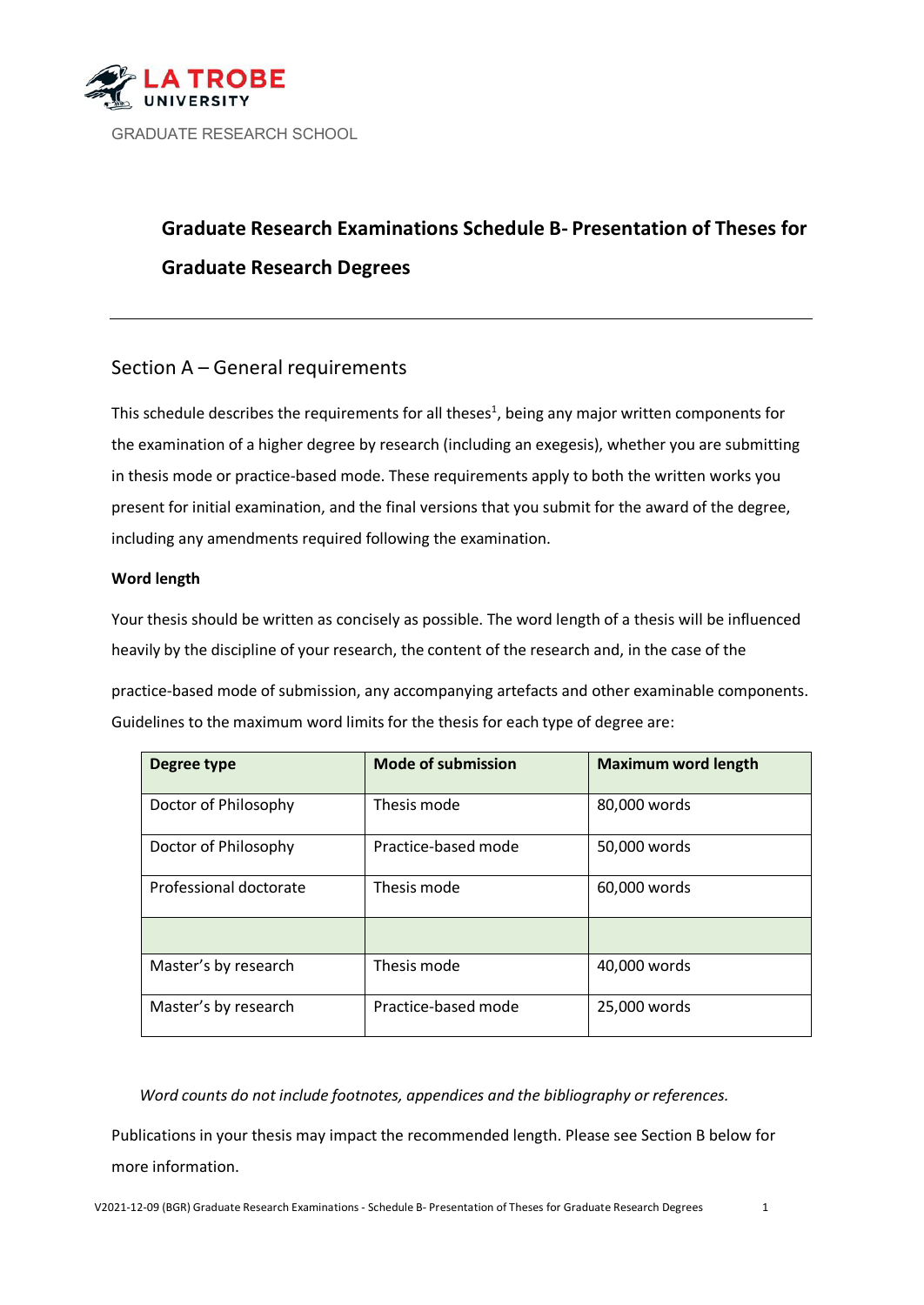GRADUATE RESEARCH SCHOOL

# Graduate Research Examinations Schedule B- Presentation of Theses for Graduate Research Degrees

---

## Section A – General requirements

This schedule describes the requirements for all theses[1], being any major written components for the examination of a higher degree by research (including an exegesis), whether you are submitting in thesis mode or practice-based mode. These requirements apply to both the written works you present for initial examination, and the final versions that you submit for the award of the degree, including any amendments required following the examination.

**Word length**

Your thesis should be written as concisely as possible. The word length of a thesis will be influenced heavily by the discipline of your research, the content of the research and, in the case of the practice-based mode of submission, any accompanying artefacts and other examinable components. Guidelines to the maximum word limits for the thesis for each type of degree are:

| Degree type | Mode of submission | Maximum word length |
|---|---|---|
| Doctor of Philosophy | Thesis mode | 80,000 words |
| Doctor of Philosophy | Practice-based mode | 50,000 words |
| Professional doctorate | Thesis mode | 60,000 words |
| | | |
| Master's by research | Thesis mode | 40,000 words |
| Master's by research | Practice-based mode | 25,000 words |

*Word counts do not include footnotes, appendices and the bibliography or references.*

Publications in your thesis may impact the recommended length. Please see Section B below for more information.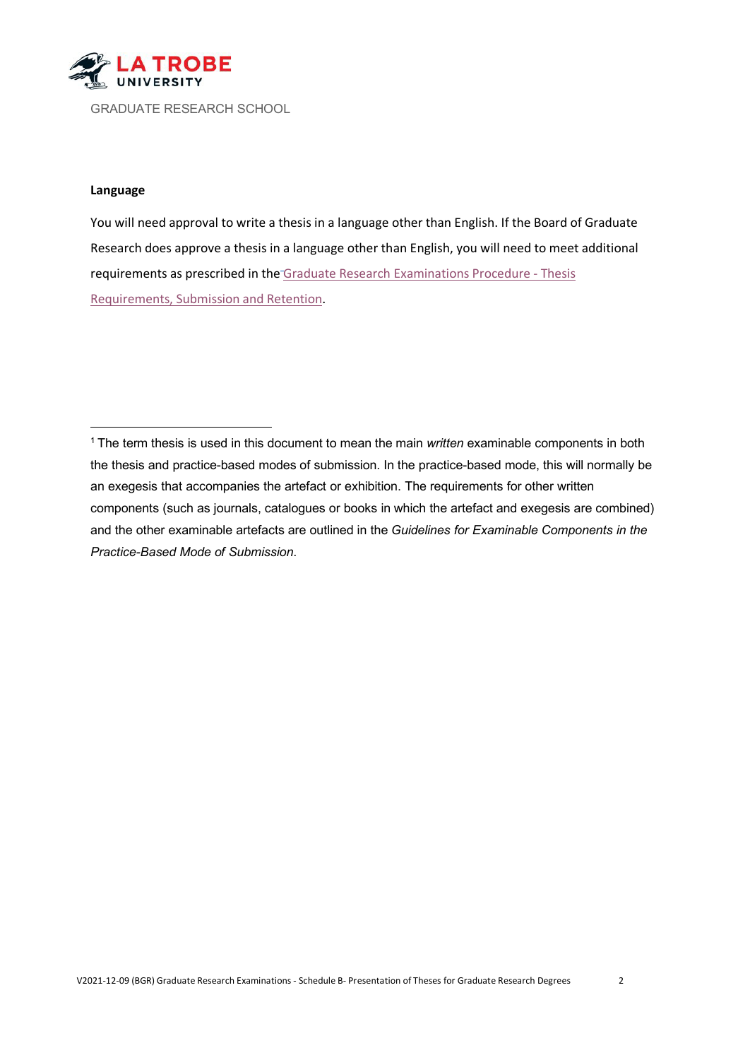**Language**

You will need approval to write a thesis in a language other than English. If the Board of Graduate Research does approve a thesis in a language other than English, you will need to meet additional requirements as prescribed in the Graduate Research Examinations Procedure - Thesis Requirements, Submission and Retention.

---

[1] The term thesis is used in this document to mean the main *written* examinable components in both the thesis and practice-based modes of submission. In the practice-based mode, this will normally be an exegesis that accompanies the artefact or exhibition. The requirements for other written components (such as journals, catalogues or books in which the artefact and exegesis are combined) and the other examinable artefacts are outlined in the *Guidelines for Examinable Components in the Practice-Based Mode of Submission*.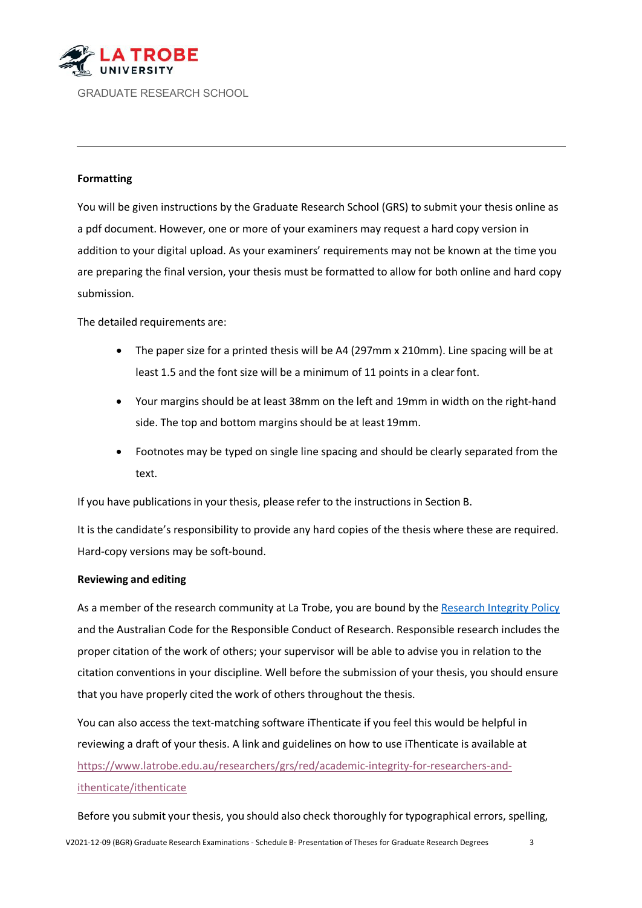**Formatting**

You will be given instructions by the Graduate Research School (GRS) to submit your thesis online as a pdf document. However, one or more of your examiners may request a hard copy version in addition to your digital upload. As your examiners' requirements may not be known at the time you are preparing the final version, your thesis must be formatted to allow for both online and hard copy submission.

The detailed requirements are:

- The paper size for a printed thesis will be A4 (297mm x 210mm). Line spacing will be at least 1.5 and the font size will be a minimum of 11 points in a clear font.
- Your margins should be at least 38mm on the left and 19mm in width on the right-hand side. The top and bottom margins should be at least 19mm.
- Footnotes may be typed on single line spacing and should be clearly separated from the text.

If you have publications in your thesis, please refer to the instructions in Section B.

It is the candidate's responsibility to provide any hard copies of the thesis where these are required. Hard-copy versions may be soft-bound.

**Reviewing and editing**

As a member of the research community at La Trobe, you are bound by the [Research Integrity Policy](#) and the Australian Code for the Responsible Conduct of Research. Responsible research includes the proper citation of the work of others; your supervisor will be able to advise you in relation to the citation conventions in your discipline. Well before the submission of your thesis, you should ensure that you have properly cited the work of others throughout the thesis.

You can also access the text-matching software iThenticate if you feel this would be helpful in reviewing a draft of your thesis. A link and guidelines on how to use iThenticate is available at https://www.latrobe.edu.au/researchers/grs/red/academic-integrity-for-researchers-and-ithenticate/ithenticate

Before you submit your thesis, you should also check thoroughly for typographical errors, spelling,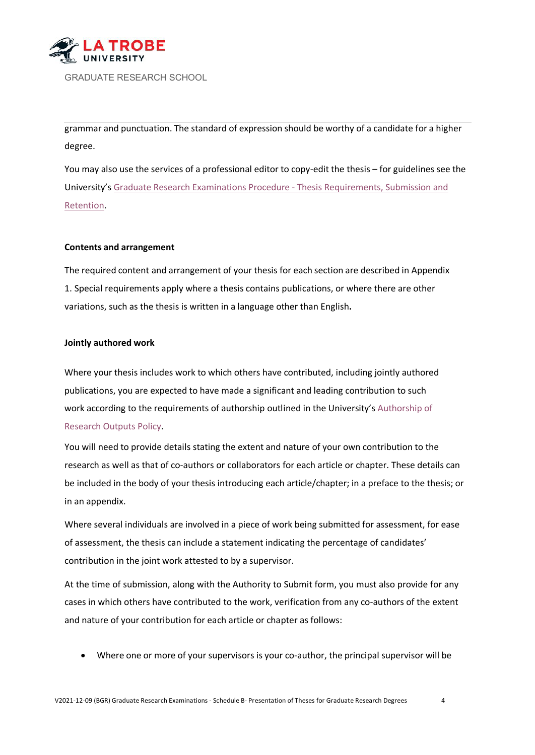grammar and punctuation. The standard of expression should be worthy of a candidate for a higher degree.

You may also use the services of a professional editor to copy-edit the thesis – for guidelines see the University's Graduate Research Examinations Procedure - Thesis Requirements, Submission and Retention.

**Contents and arrangement**

The required content and arrangement of your thesis for each section are described in Appendix 1. Special requirements apply where a thesis contains publications, or where there are other variations, such as the thesis is written in a language other than English**.**

**Jointly authored work**

Where your thesis includes work to which others have contributed, including jointly authored publications, you are expected to have made a significant and leading contribution to such work according to the requirements of authorship outlined in the University's Authorship of Research Outputs Policy.

You will need to provide details stating the extent and nature of your own contribution to the research as well as that of co-authors or collaborators for each article or chapter. These details can be included in the body of your thesis introducing each article/chapter; in a preface to the thesis; or in an appendix.

Where several individuals are involved in a piece of work being submitted for assessment, for ease of assessment, the thesis can include a statement indicating the percentage of candidates' contribution in the joint work attested to by a supervisor.

At the time of submission, along with the Authority to Submit form, you must also provide for any cases in which others have contributed to the work, verification from any co-authors of the extent and nature of your contribution for each article or chapter as follows:

- Where one or more of your supervisors is your co-author, the principal supervisor will be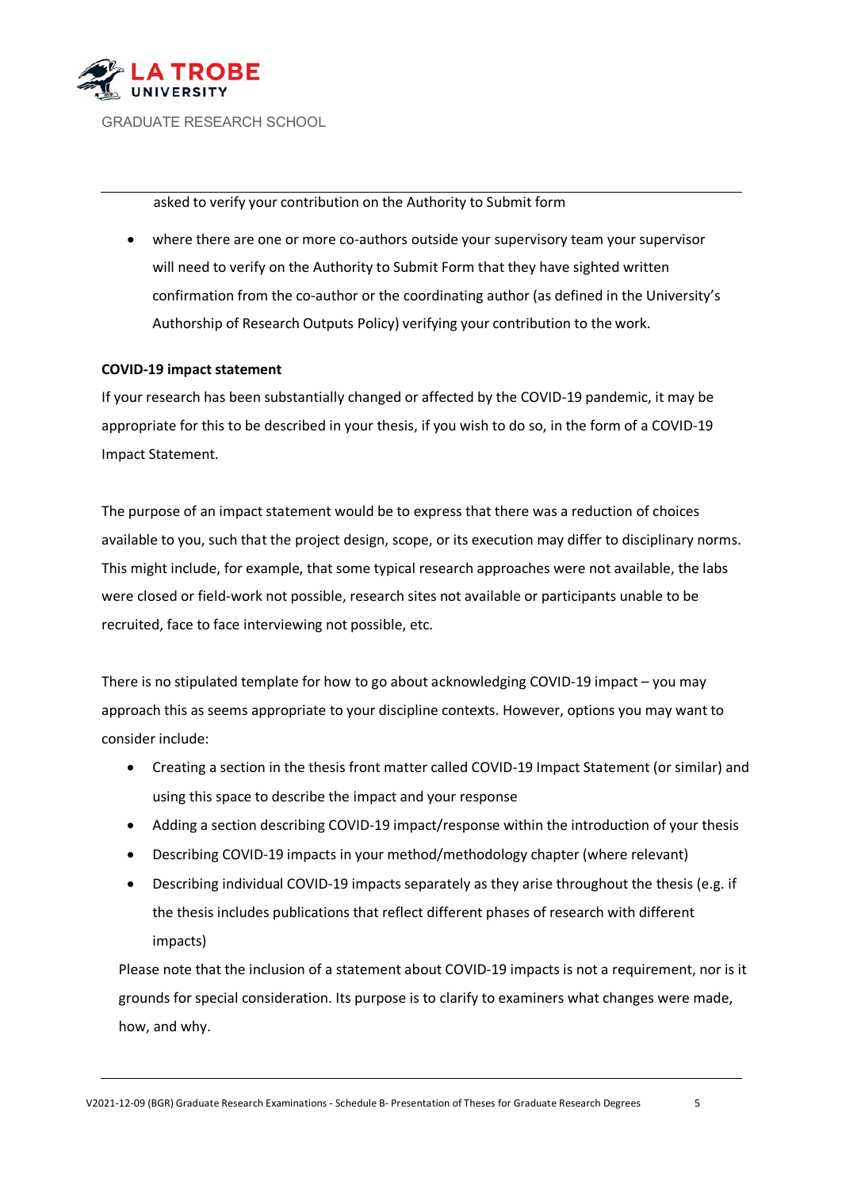asked to verify your contribution on the Authority to Submit form

- where there are one or more co-authors outside your supervisory team your supervisor will need to verify on the Authority to Submit Form that they have sighted written confirmation from the co-author or the coordinating author (as defined in the University's Authorship of Research Outputs Policy) verifying your contribution to the work.

**COVID-19 impact statement**

If your research has been substantially changed or affected by the COVID-19 pandemic, it may be appropriate for this to be described in your thesis, if you wish to do so, in the form of a COVID-19 Impact Statement.

The purpose of an impact statement would be to express that there was a reduction of choices available to you, such that the project design, scope, or its execution may differ to disciplinary norms. This might include, for example, that some typical research approaches were not available, the labs were closed or field-work not possible, research sites not available or participants unable to be recruited, face to face interviewing not possible, etc.

There is no stipulated template for how to go about acknowledging COVID-19 impact – you may approach this as seems appropriate to your discipline contexts. However, options you may want to consider include:

- Creating a section in the thesis front matter called COVID-19 Impact Statement (or similar) and using this space to describe the impact and your response
- Adding a section describing COVID-19 impact/response within the introduction of your thesis
- Describing COVID-19 impacts in your method/methodology chapter (where relevant)
- Describing individual COVID-19 impacts separately as they arise throughout the thesis (e.g. if the thesis includes publications that reflect different phases of research with different impacts)

Please note that the inclusion of a statement about COVID-19 impacts is not a requirement, nor is it grounds for special consideration. Its purpose is to clarify to examiners what changes were made, how, and why.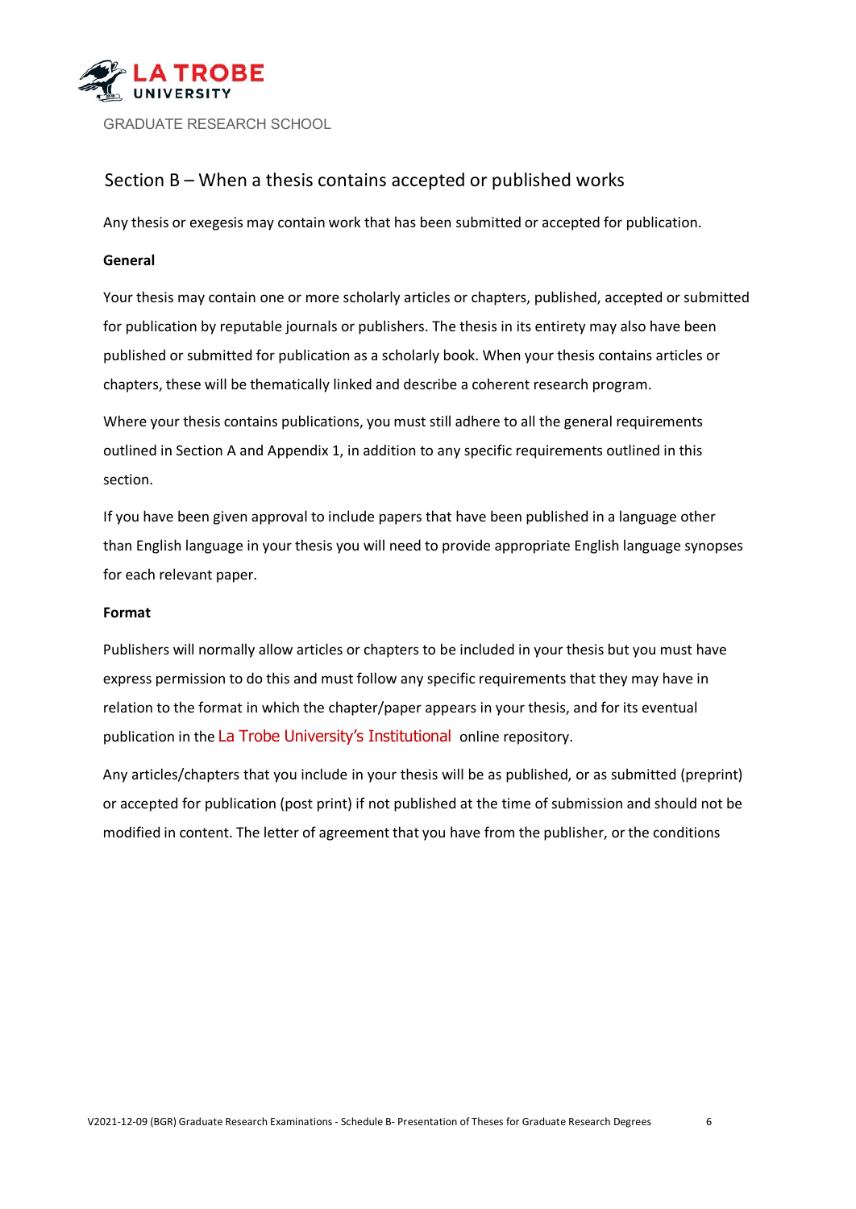## Section B – When a thesis contains accepted or published works

Any thesis or exegesis may contain work that has been submitted or accepted for publication.

**General**

Your thesis may contain one or more scholarly articles or chapters, published, accepted or submitted for publication by reputable journals or publishers. The thesis in its entirety may also have been published or submitted for publication as a scholarly book. When your thesis contains articles or chapters, these will be thematically linked and describe a coherent research program.

Where your thesis contains publications, you must still adhere to all the general requirements outlined in Section A and Appendix 1, in addition to any specific requirements outlined in this section.

If you have been given approval to include papers that have been published in a language other than English language in your thesis you will need to provide appropriate English language synopses for each relevant paper.

**Format**

Publishers will normally allow articles or chapters to be included in your thesis but you must have express permission to do this and must follow any specific requirements that they may have in relation to the format in which the chapter/paper appears in your thesis, and for its eventual publication in the La Trobe University's Institutional online repository.

Any articles/chapters that you include in your thesis will be as published, or as submitted (preprint) or accepted for publication (post print) if not published at the time of submission and should not be modified in content. The letter of agreement that you have from the publisher, or the conditions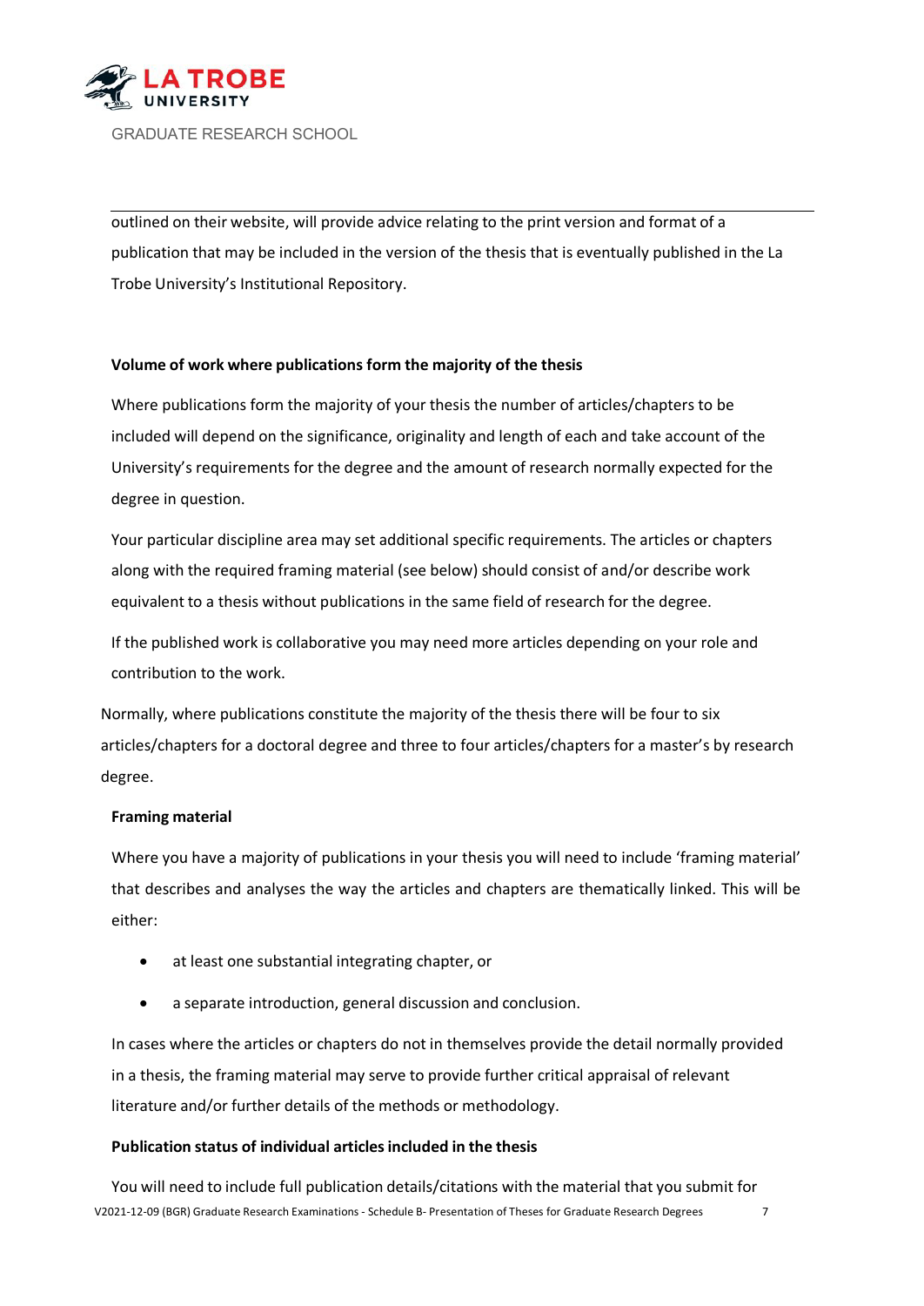outlined on their website, will provide advice relating to the print version and format of a publication that may be included in the version of the thesis that is eventually published in the La Trobe University's Institutional Repository.

**Volume of work where publications form the majority of the thesis**

Where publications form the majority of your thesis the number of articles/chapters to be included will depend on the significance, originality and length of each and take account of the University's requirements for the degree and the amount of research normally expected for the degree in question.

Your particular discipline area may set additional specific requirements. The articles or chapters along with the required framing material (see below) should consist of and/or describe work equivalent to a thesis without publications in the same field of research for the degree.

If the published work is collaborative you may need more articles depending on your role and contribution to the work.

Normally, where publications constitute the majority of the thesis there will be four to six articles/chapters for a doctoral degree and three to four articles/chapters for a master's by research degree.

**Framing material**

Where you have a majority of publications in your thesis you will need to include 'framing material' that describes and analyses the way the articles and chapters are thematically linked. This will be either:

- at least one substantial integrating chapter, or
- a separate introduction, general discussion and conclusion.

In cases where the articles or chapters do not in themselves provide the detail normally provided in a thesis, the framing material may serve to provide further critical appraisal of relevant literature and/or further details of the methods or methodology.

**Publication status of individual articles included in the thesis**

You will need to include full publication details/citations with the material that you submit for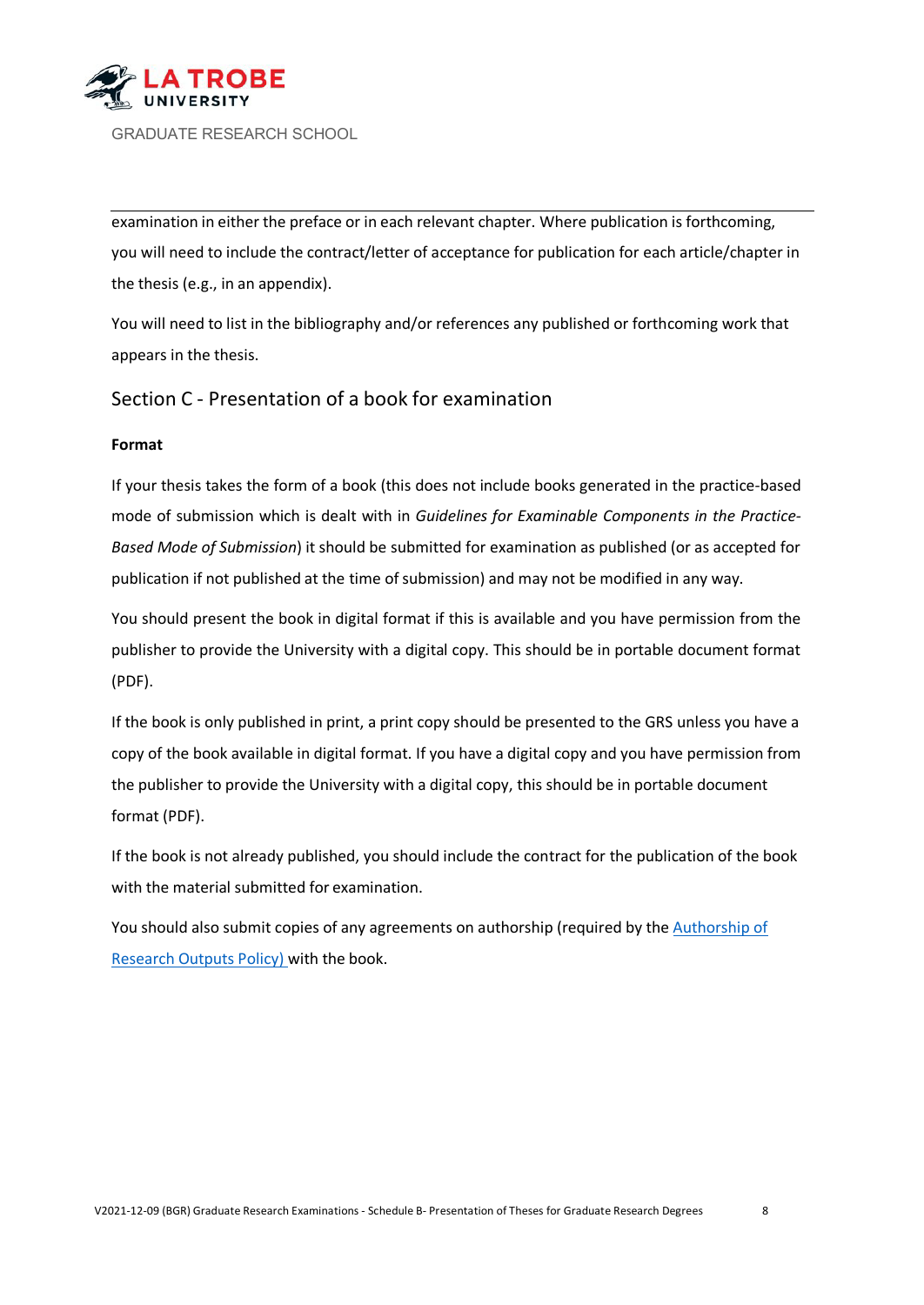examination in either the preface or in each relevant chapter. Where publication is forthcoming, you will need to include the contract/letter of acceptance for publication for each article/chapter in the thesis (e.g., in an appendix).

You will need to list in the bibliography and/or references any published or forthcoming work that appears in the thesis.

## Section C - Presentation of a book for examination

**Format**

If your thesis takes the form of a book (this does not include books generated in the practice-based mode of submission which is dealt with in *Guidelines for Examinable Components in the Practice-Based Mode of Submission*) it should be submitted for examination as published (or as accepted for publication if not published at the time of submission) and may not be modified in any way.

You should present the book in digital format if this is available and you have permission from the publisher to provide the University with a digital copy. This should be in portable document format (PDF).

If the book is only published in print, a print copy should be presented to the GRS unless you have a copy of the book available in digital format. If you have a digital copy and you have permission from the publisher to provide the University with a digital copy, this should be in portable document format (PDF).

If the book is not already published, you should include the contract for the publication of the book with the material submitted for examination.

You should also submit copies of any agreements on authorship (required by the Authorship of Research Outputs Policy) with the book.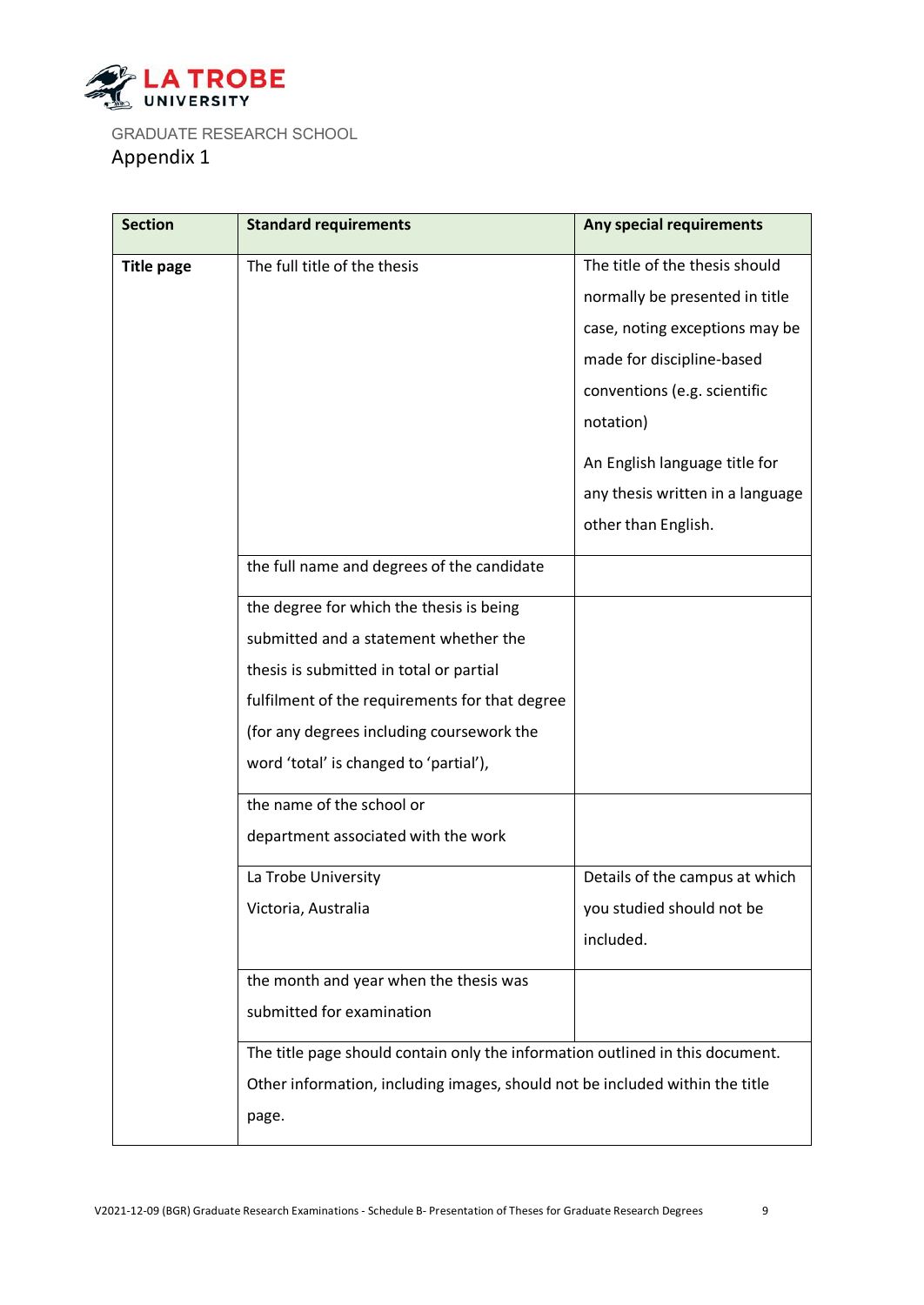GRADUATE RESEARCH SCHOOL

# Appendix 1

| Section | Standard requirements | Any special requirements |
|---|---|---|
| **Title page** | The full title of the thesis | The title of the thesis should normally be presented in title case, noting exceptions may be made for discipline-based conventions (e.g. scientific notation)<br><br>An English language title for any thesis written in a language other than English. |
| | the full name and degrees of the candidate | |
| | the degree for which the thesis is being submitted and a statement whether the thesis is submitted in total or partial fulfilment of the requirements for that degree (for any degrees including coursework the word 'total' is changed to 'partial'), | |
| | the name of the school or department associated with the work | |
| | La Trobe University<br>Victoria, Australia | Details of the campus at which you studied should not be included. |
| | the month and year when the thesis was submitted for examination | |
| | The title page should contain only the information outlined in this document. Other information, including images, should not be included within the title page. | |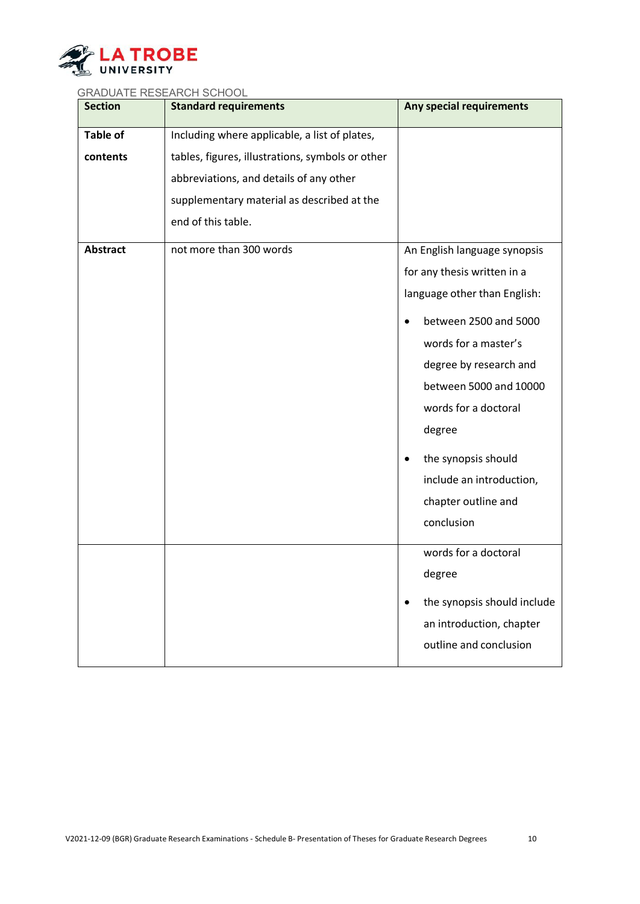GRADUATE RESEARCH SCHOOL

| Section | Standard requirements | Any special requirements |
| --- | --- | --- |
| **Table of contents** | Including where applicable, a list of plates, tables, figures, illustrations, symbols or other abbreviations, and details of any other supplementary material as described at the end of this table. | |
| **Abstract** | not more than 300 words | An English language synopsis for any thesis written in a language other than English:<br>• between 2500 and 5000 words for a master's degree by research and between 5000 and 10000 words for a doctoral degree<br>• the synopsis should include an introduction, chapter outline and conclusion |
| | | words for a doctoral degree<br>• the synopsis should include an introduction, chapter outline and conclusion |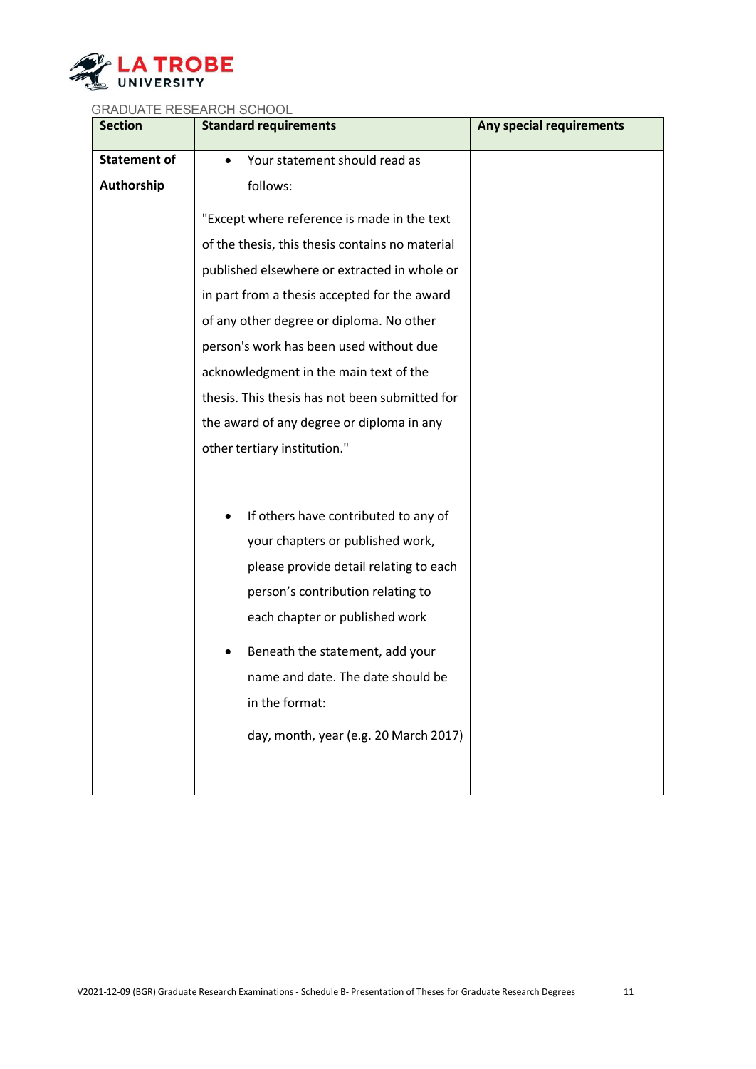| Section | Standard requirements | Any special requirements |
|---|---|---|
| **Statement of Authorship** | • Your statement should read as follows:<br><br>"Except where reference is made in the text of the thesis, this thesis contains no material published elsewhere or extracted in whole or in part from a thesis accepted for the award of any other degree or diploma. No other person's work has been used without due acknowledgment in the main text of the thesis. This thesis has not been submitted for the award of any degree or diploma in any other tertiary institution."<br><br>• If others have contributed to any of your chapters or published work, please provide detail relating to each person's contribution relating to each chapter or published work<br>• Beneath the statement, add your name and date. The date should be in the format:<br>day, month, year (e.g. 20 March 2017) | |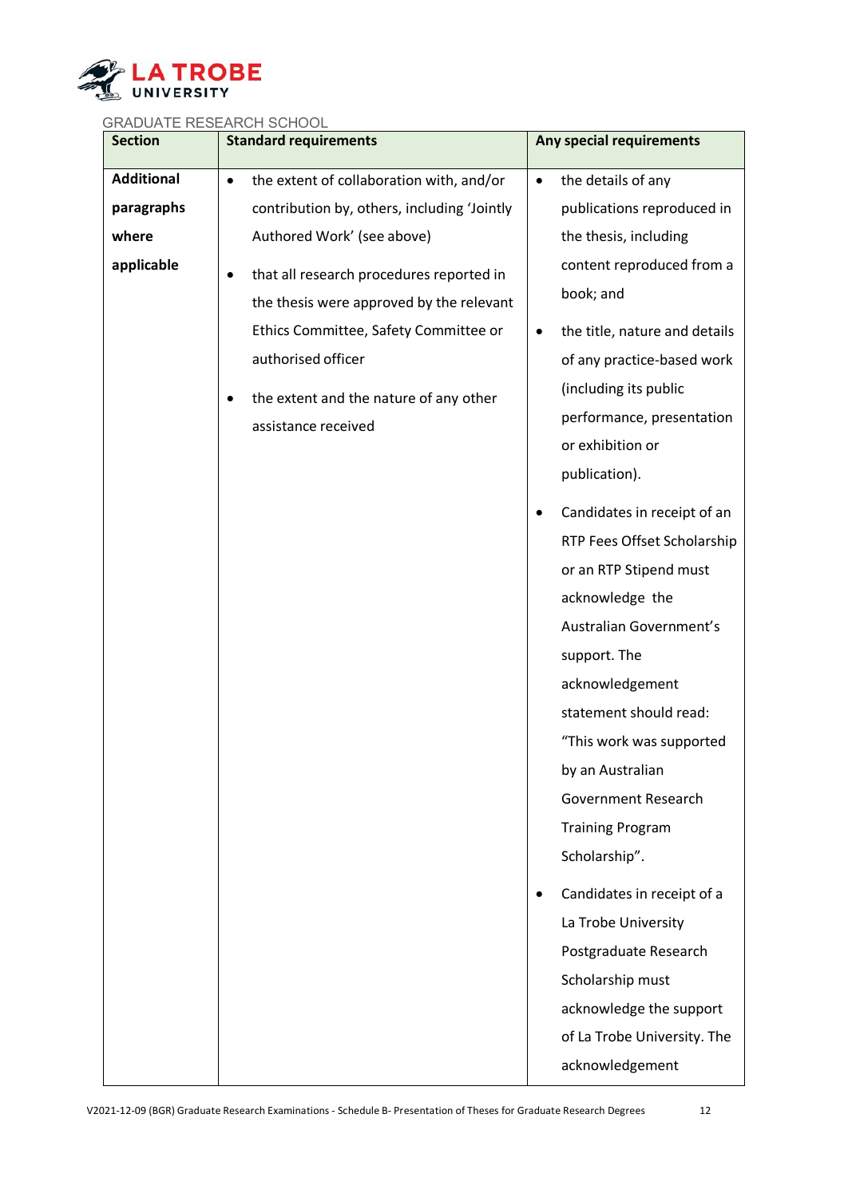| Section | Standard requirements | Any special requirements |
|---|---|---|
| **Additional paragraphs where applicable** | • the extent of collaboration with, and/or contribution by, others, including 'Jointly Authored Work' (see above)<br>• that all research procedures reported in the thesis were approved by the relevant Ethics Committee, Safety Committee or authorised officer<br>• the extent and the nature of any other assistance received | • the details of any publications reproduced in the thesis, including content reproduced from a book; and<br>• the title, nature and details of any practice-based work (including its public performance, presentation or exhibition or publication).<br>• Candidates in receipt of an RTP Fees Offset Scholarship or an RTP Stipend must acknowledge the Australian Government's support. The acknowledgement statement should read: "This work was supported by an Australian Government Research Training Program Scholarship".<br>• Candidates in receipt of a La Trobe University Postgraduate Research Scholarship must acknowledge the support of La Trobe University. The acknowledgement |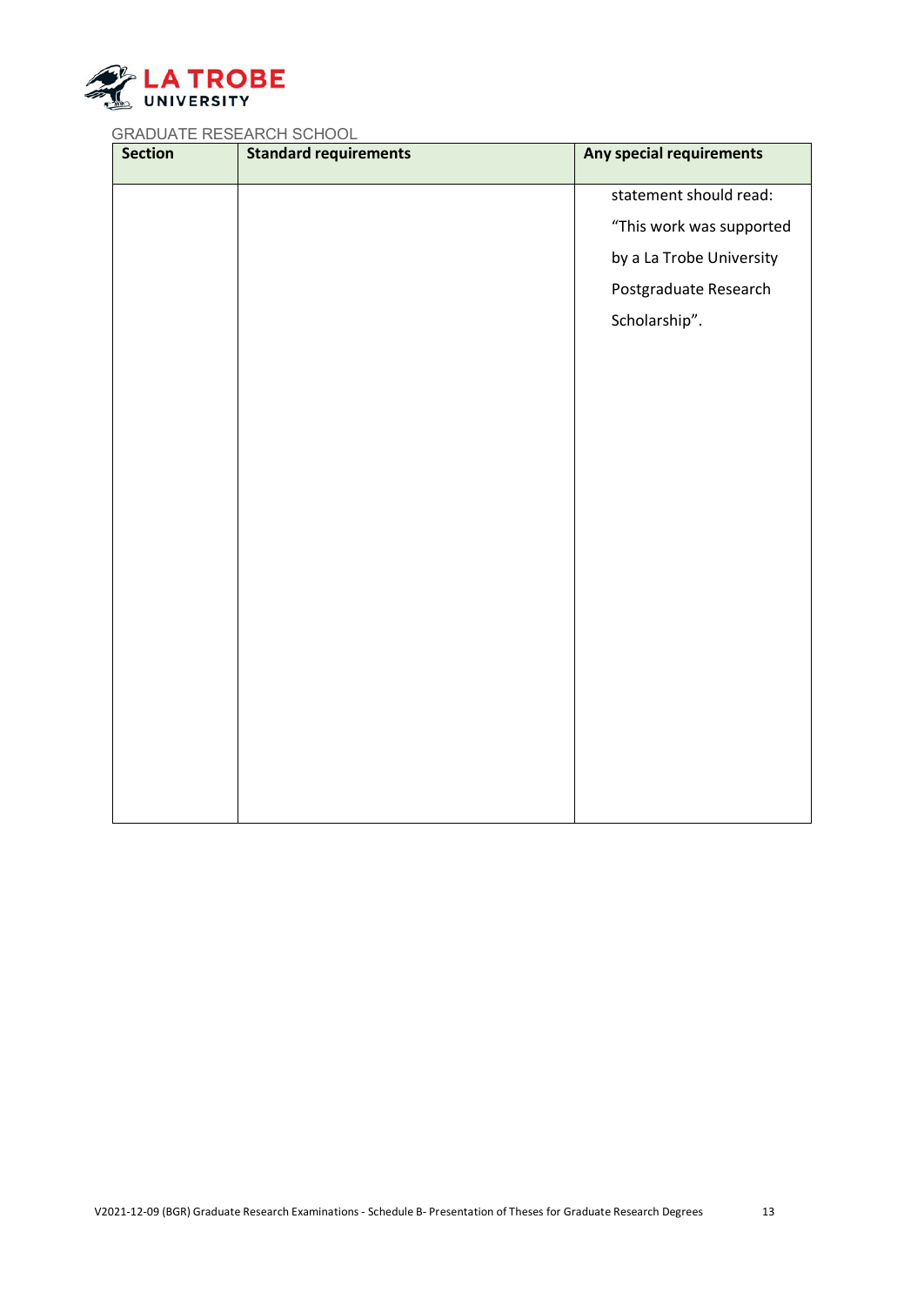| Section | Standard requirements | Any special requirements |
|---|---|---|
| | | statement should read: "This work was supported by a La Trobe University Postgraduate Research Scholarship". |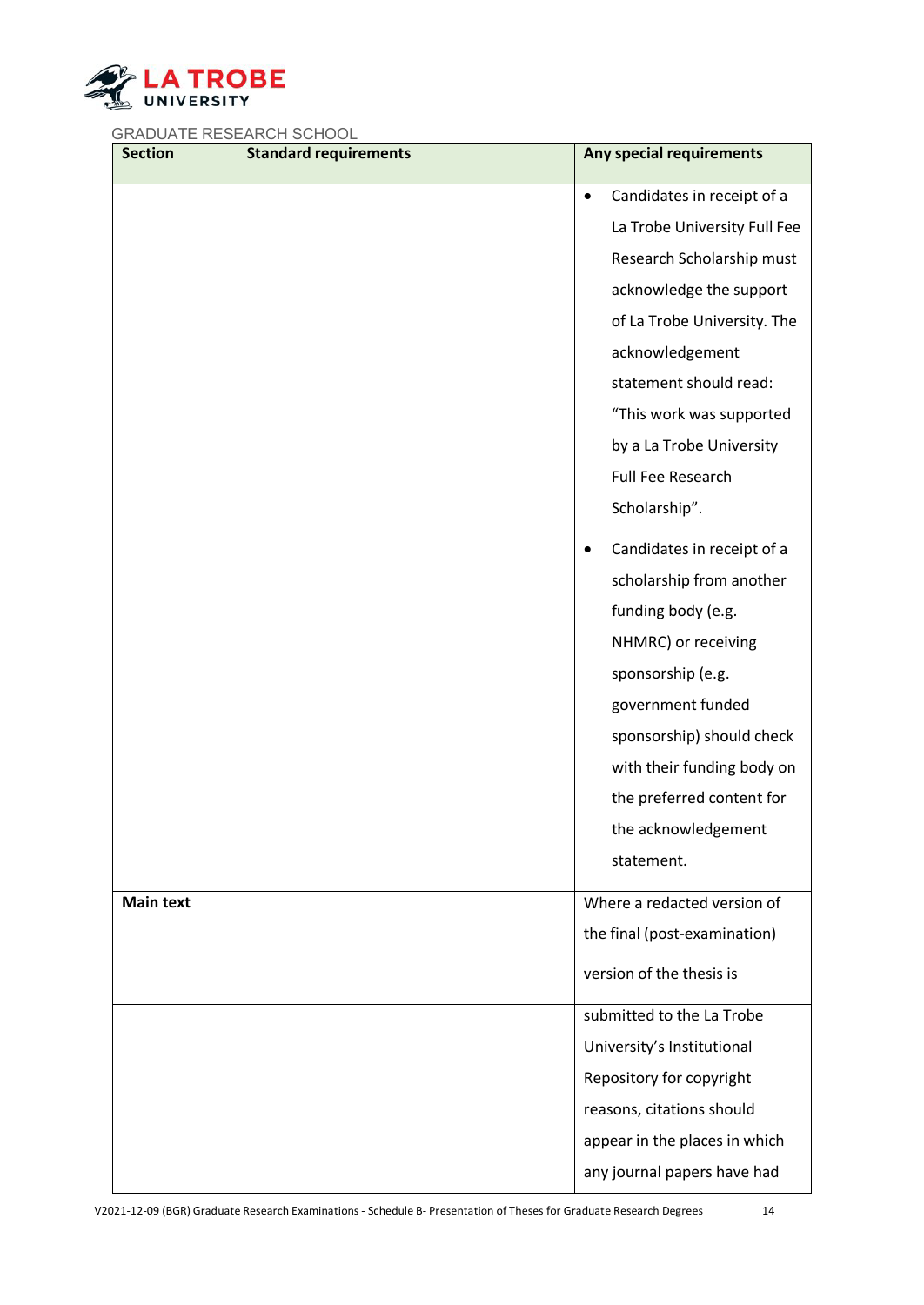| Section | Standard requirements | Any special requirements |
|---|---|---|
| | | • Candidates in receipt of a La Trobe University Full Fee Research Scholarship must acknowledge the support of La Trobe University. The acknowledgement statement should read: "This work was supported by a La Trobe University Full Fee Research Scholarship". • Candidates in receipt of a scholarship from another funding body (e.g. NHMRC) or receiving sponsorship (e.g. government funded sponsorship) should check with their funding body on the preferred content for the acknowledgement statement. |
| **Main text** | | Where a redacted version of the final (post-examination) version of the thesis is |
| | | submitted to the La Trobe University's Institutional Repository for copyright reasons, citations should appear in the places in which any journal papers have had |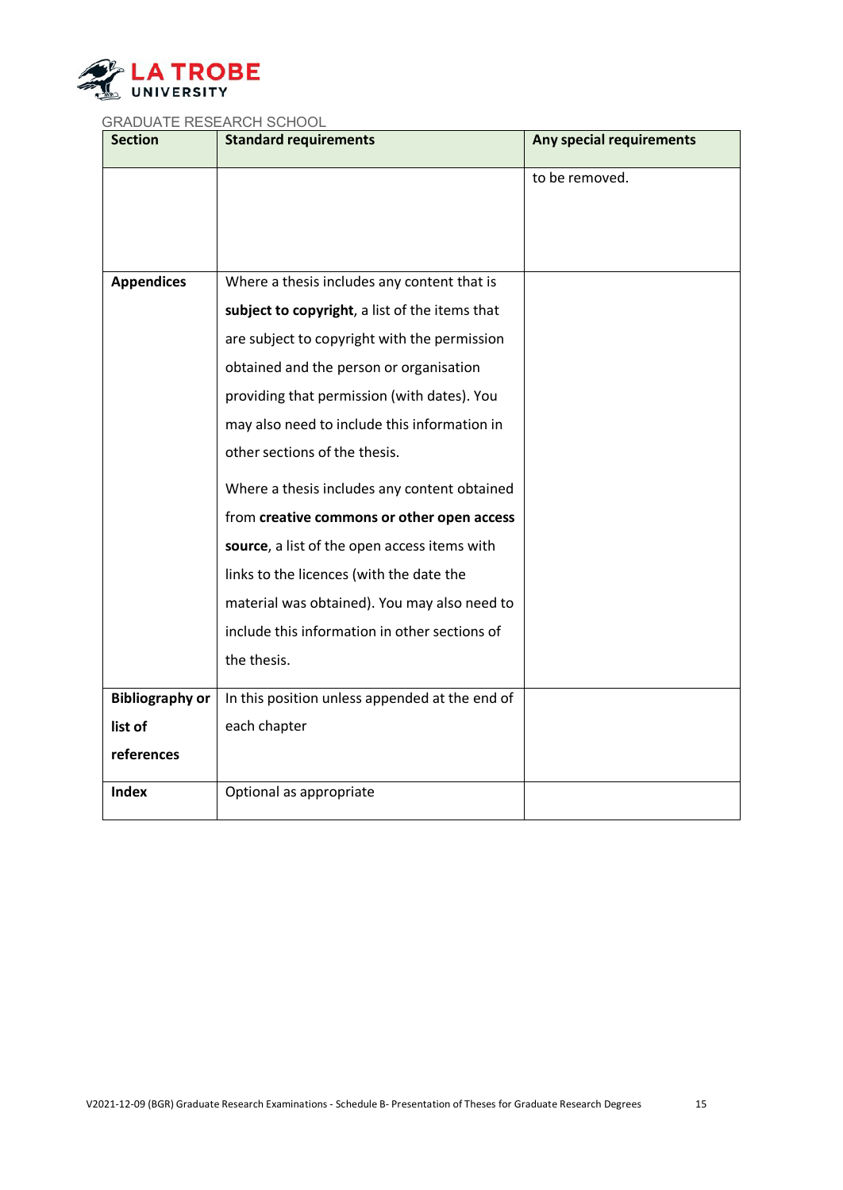| Section | Standard requirements | Any special requirements |
|---|---|---|
| | | to be removed. |
| **Appendices** | Where a thesis includes any content that is **subject to copyright**, a list of the items that are subject to copyright with the permission obtained and the person or organisation providing that permission (with dates). You may also need to include this information in other sections of the thesis.<br><br>Where a thesis includes any content obtained from **creative commons or other open access source**, a list of the open access items with links to the licences (with the date the material was obtained). You may also need to include this information in other sections of the thesis. | |
| **Bibliography or list of references** | In this position unless appended at the end of each chapter | |
| **Index** | Optional as appropriate | |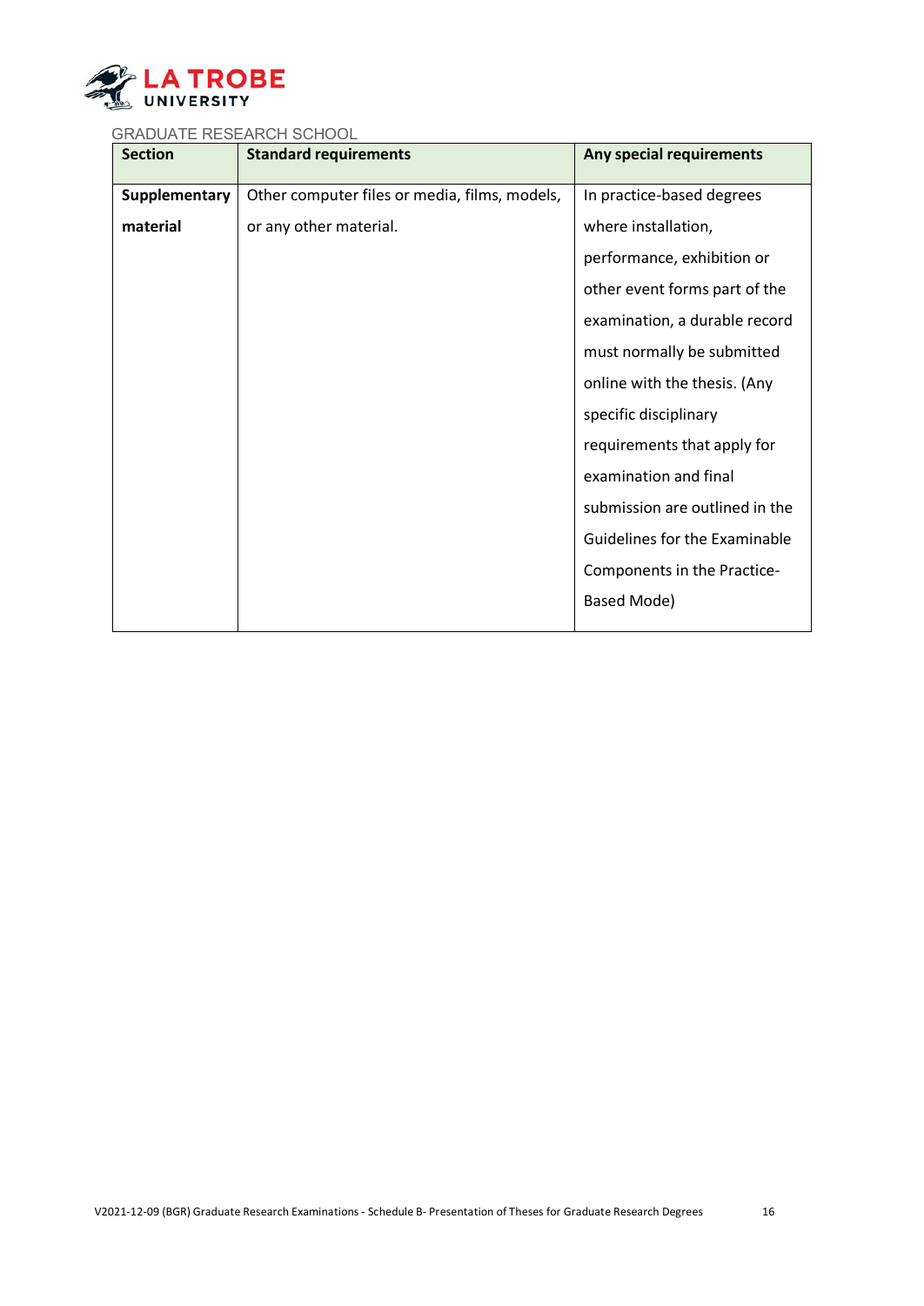| Section | Standard requirements | Any special requirements |
|---|---|---|
| **Supplementary material** | Other computer files or media, films, models, or any other material. | In practice-based degrees where installation, performance, exhibition or other event forms part of the examination, a durable record must normally be submitted online with the thesis. (Any specific disciplinary requirements that apply for examination and final submission are outlined in the Guidelines for the Examinable Components in the Practice-Based Mode) |